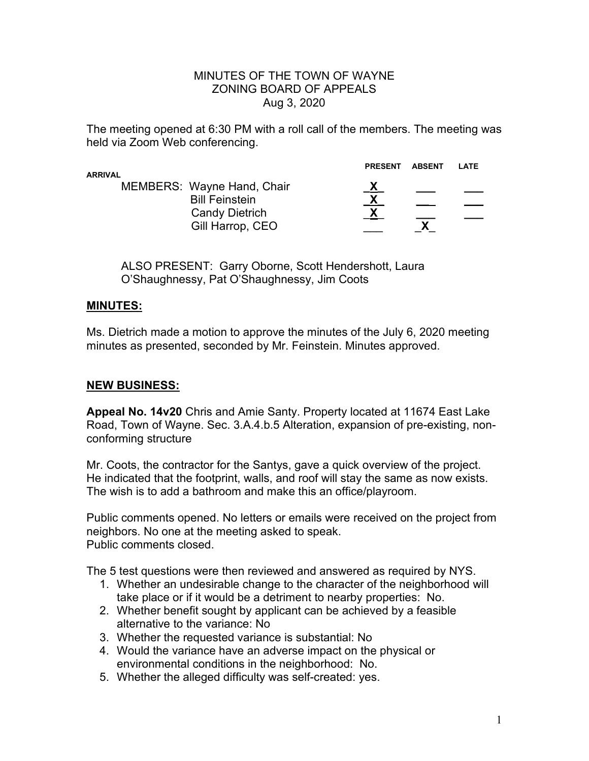MINUTES OF THE TOWN OF WAYNE
ZONING BOARD OF APPEALS
Aug 3, 2020

The meeting opened at 6:30 PM with a roll call of the members. The meeting was held via Zoom Web conferencing.

| ARRIVAL | | PRESENT | ABSENT | LATE |
|---|---|---|---|---|
| MEMBERS: | Wayne Hand, Chair | X | | |
| | Bill Feinstein | X | | |
| | Candy Dietrich | X | | |
| | Gill Harrop, CEO | | X | |

ALSO PRESENT: Garry Oborne, Scott Hendershott, Laura O'Shaughnessy, Pat O'Shaughnessy, Jim Coots

## MINUTES:

Ms. Dietrich made a motion to approve the minutes of the July 6, 2020 meeting minutes as presented, seconded by Mr. Feinstein. Minutes approved.

## NEW BUSINESS:

**Appeal No. 14v20** Chris and Amie Santy. Property located at 11674 East Lake Road, Town of Wayne. Sec. 3.A.4.b.5 Alteration, expansion of pre-existing, non-conforming structure

Mr. Coots, the contractor for the Santys, gave a quick overview of the project. He indicated that the footprint, walls, and roof will stay the same as now exists. The wish is to add a bathroom and make this an office/playroom.

Public comments opened. No letters or emails were received on the project from neighbors. No one at the meeting asked to speak.
Public comments closed.

The 5 test questions were then reviewed and answered as required by NYS.

1. Whether an undesirable change to the character of the neighborhood will take place or if it would be a detriment to nearby properties: No.
2. Whether benefit sought by applicant can be achieved by a feasible alternative to the variance: No
3. Whether the requested variance is substantial: No
4. Would the variance have an adverse impact on the physical or environmental conditions in the neighborhood: No.
5. Whether the alleged difficulty was self-created: yes.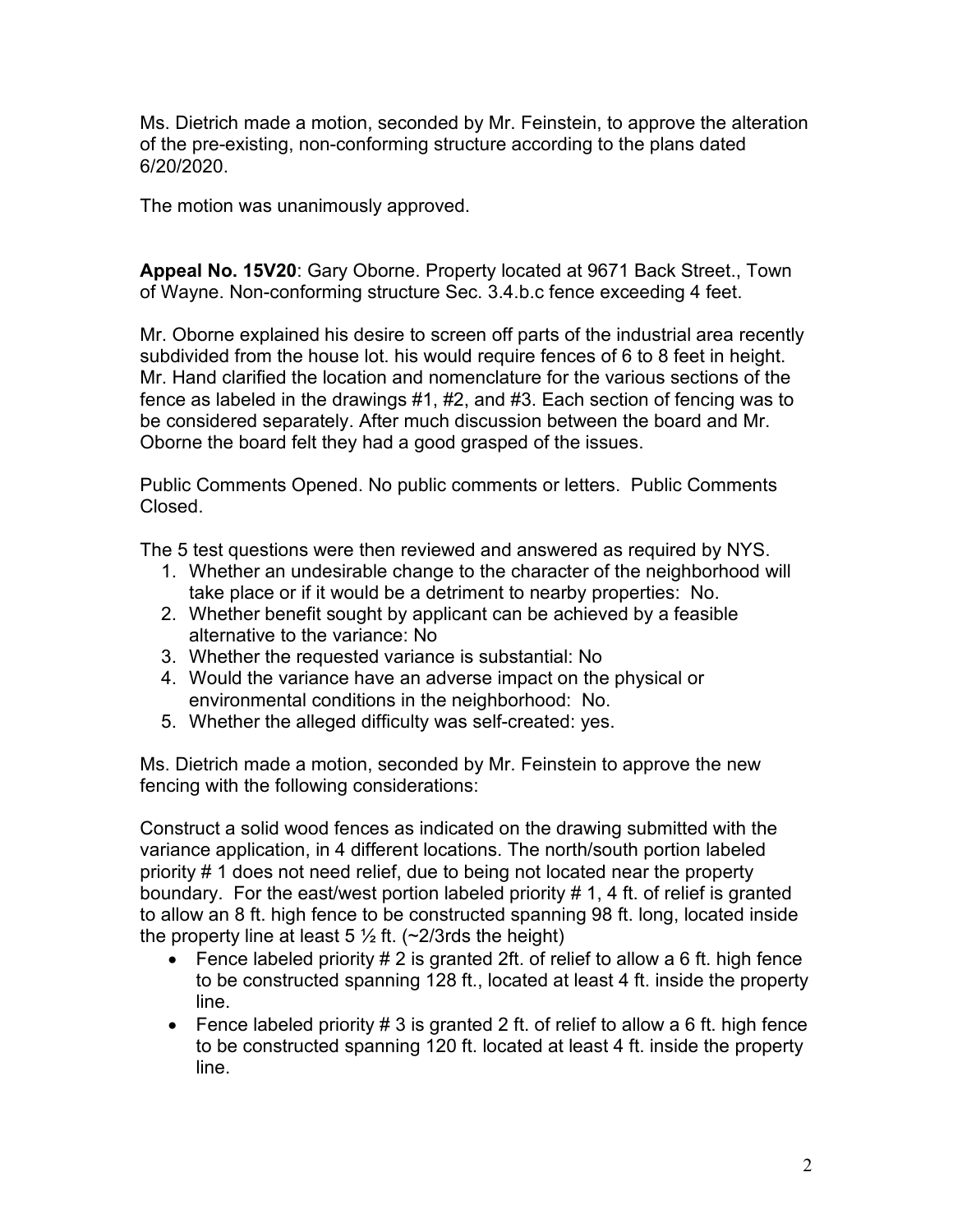Ms. Dietrich made a motion, seconded by Mr. Feinstein, to approve the alteration of the pre-existing, non-conforming structure according to the plans dated 6/20/2020.

The motion was unanimously approved.

**Appeal No. 15V20**: Gary Oborne. Property located at 9671 Back Street., Town of Wayne. Non-conforming structure Sec. 3.4.b.c fence exceeding 4 feet.

Mr. Oborne explained his desire to screen off parts of the industrial area recently subdivided from the house lot. his would require fences of 6 to 8 feet in height. Mr. Hand clarified the location and nomenclature for the various sections of the fence as labeled in the drawings #1, #2, and #3. Each section of fencing was to be considered separately. After much discussion between the board and Mr. Oborne the board felt they had a good grasped of the issues.

Public Comments Opened. No public comments or letters. Public Comments Closed.

The 5 test questions were then reviewed and answered as required by NYS.

1. Whether an undesirable change to the character of the neighborhood will take place or if it would be a detriment to nearby properties: No.
2. Whether benefit sought by applicant can be achieved by a feasible alternative to the variance: No
3. Whether the requested variance is substantial: No
4. Would the variance have an adverse impact on the physical or environmental conditions in the neighborhood: No.
5. Whether the alleged difficulty was self-created: yes.

Ms. Dietrich made a motion, seconded by Mr. Feinstein to approve the new fencing with the following considerations:

Construct a solid wood fences as indicated on the drawing submitted with the variance application, in 4 different locations. The north/south portion labeled priority # 1 does not need relief, due to being not located near the property boundary. For the east/west portion labeled priority # 1, 4 ft. of relief is granted to allow an 8 ft. high fence to be constructed spanning 98 ft. long, located inside the property line at least 5 ½ ft. (~2/3rds the height)

- Fence labeled priority # 2 is granted 2ft. of relief to allow a 6 ft. high fence to be constructed spanning 128 ft., located at least 4 ft. inside the property line.
- Fence labeled priority # 3 is granted 2 ft. of relief to allow a 6 ft. high fence to be constructed spanning 120 ft. located at least 4 ft. inside the property line.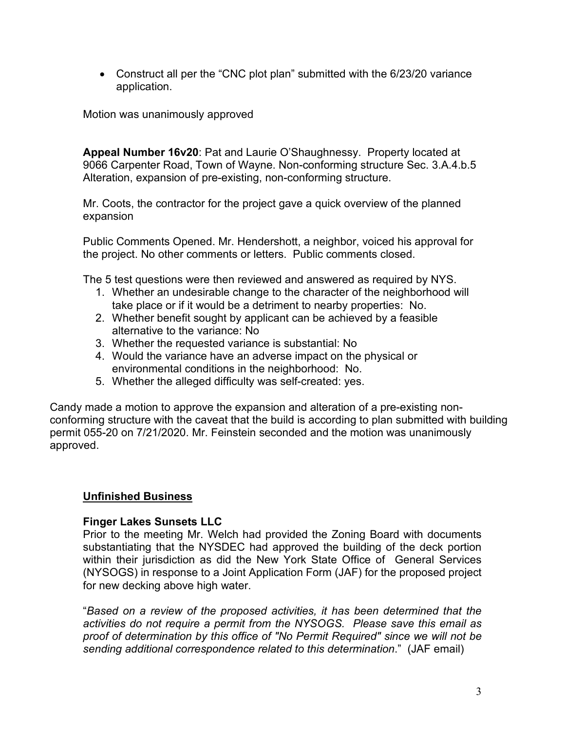- Construct all per the "CNC plot plan" submitted with the 6/23/20 variance application.

Motion was unanimously approved

**Appeal Number 16v20**: Pat and Laurie O'Shaughnessy. Property located at 9066 Carpenter Road, Town of Wayne. Non-conforming structure Sec. 3.A.4.b.5 Alteration, expansion of pre-existing, non-conforming structure.

Mr. Coots, the contractor for the project gave a quick overview of the planned expansion

Public Comments Opened. Mr. Hendershott, a neighbor, voiced his approval for the project. No other comments or letters. Public comments closed.

The 5 test questions were then reviewed and answered as required by NYS.

1. Whether an undesirable change to the character of the neighborhood will take place or if it would be a detriment to nearby properties: No.
2. Whether benefit sought by applicant can be achieved by a feasible alternative to the variance: No
3. Whether the requested variance is substantial: No
4. Would the variance have an adverse impact on the physical or environmental conditions in the neighborhood: No.
5. Whether the alleged difficulty was self-created: yes.

Candy made a motion to approve the expansion and alteration of a pre-existing non-conforming structure with the caveat that the build is according to plan submitted with building permit 055-20 on 7/21/2020. Mr. Feinstein seconded and the motion was unanimously approved.

## Unfinished Business

### Finger Lakes Sunsets LLC

Prior to the meeting Mr. Welch had provided the Zoning Board with documents substantiating that the NYSDEC had approved the building of the deck portion within their jurisdiction as did the New York State Office of General Services (NYSOGS) in response to a Joint Application Form (JAF) for the proposed project for new decking above high water.

"*Based on a review of the proposed activities, it has been determined that the activities do not require a permit from the NYSOGS. Please save this email as proof of determination by this office of "No Permit Required" since we will not be sending additional correspondence related to this determination*." (JAF email)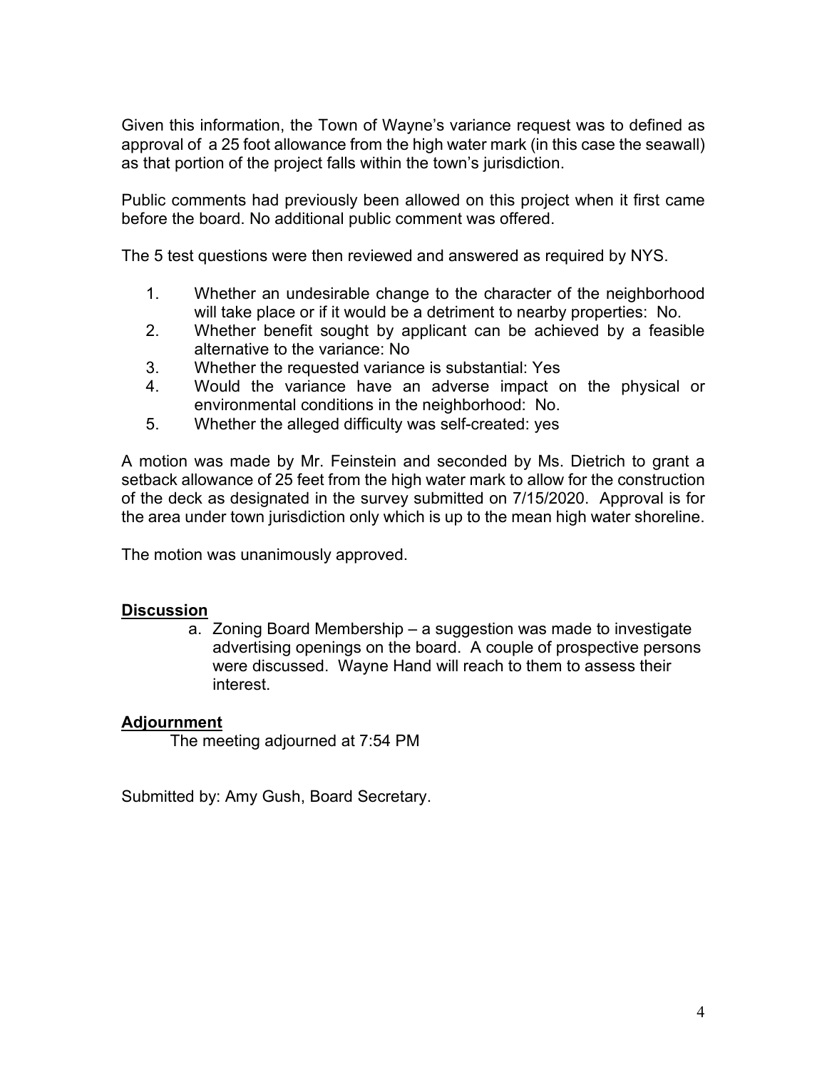Given this information, the Town of Wayne's variance request was to defined as approval of a 25 foot allowance from the high water mark (in this case the seawall) as that portion of the project falls within the town's jurisdiction.

Public comments had previously been allowed on this project when it first came before the board. No additional public comment was offered.

The 5 test questions were then reviewed and answered as required by NYS.

1. Whether an undesirable change to the character of the neighborhood will take place or if it would be a detriment to nearby properties: No.
2. Whether benefit sought by applicant can be achieved by a feasible alternative to the variance: No
3. Whether the requested variance is substantial: Yes
4. Would the variance have an adverse impact on the physical or environmental conditions in the neighborhood: No.
5. Whether the alleged difficulty was self-created: yes

A motion was made by Mr. Feinstein and seconded by Ms. Dietrich to grant a setback allowance of 25 feet from the high water mark to allow for the construction of the deck as designated in the survey submitted on 7/15/2020. Approval is for the area under town jurisdiction only which is up to the mean high water shoreline.

The motion was unanimously approved.

**Discussion**

a. Zoning Board Membership – a suggestion was made to investigate advertising openings on the board. A couple of prospective persons were discussed. Wayne Hand will reach to them to assess their interest.

**Adjournment**

The meeting adjourned at 7:54 PM

Submitted by: Amy Gush, Board Secretary.